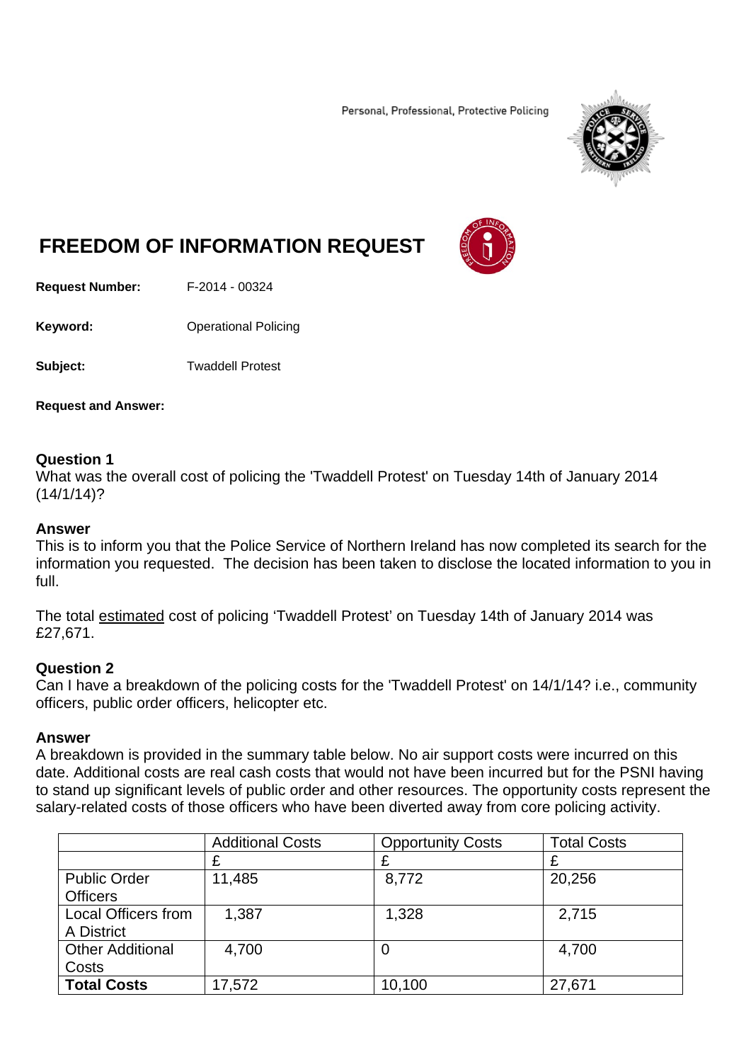Personal, Professional, Protective Policing

# FREEDOM OF INFORMATION REQUEST

**Request Number:** F-2014 - 00324

**Keyword:** Operational Policing

**Subject:** Twaddell Protest

**Request and Answer:**

### Question 1

What was the overall cost of policing the 'Twaddell Protest' on Tuesday 14th of January 2014 (14/1/14)?

### Answer

This is to inform you that the Police Service of Northern Ireland has now completed its search for the information you requested. The decision has been taken to disclose the located information to you in full.

The total estimated cost of policing 'Twaddell Protest' on Tuesday 14th of January 2014 was £27,671.

### Question 2

Can I have a breakdown of the policing costs for the 'Twaddell Protest' on 14/1/14? i.e., community officers, public order officers, helicopter etc.

### Answer

A breakdown is provided in the summary table below. No air support costs were incurred on this date. Additional costs are real cash costs that would not have been incurred but for the PSNI having to stand up significant levels of public order and other resources. The opportunity costs represent the salary-related costs of those officers who have been diverted away from core policing activity.

| | Additional Costs | Opportunity Costs | Total Costs |
|---|---|---|---|
| | £ | £ | £ |
| Public Order Officers | 11,485 | 8,772 | 20,256 |
| Local Officers from A District | 1,387 | 1,328 | 2,715 |
| Other Additional Costs | 4,700 | 0 | 4,700 |
| **Total Costs** | 17,572 | 10,100 | 27,671 |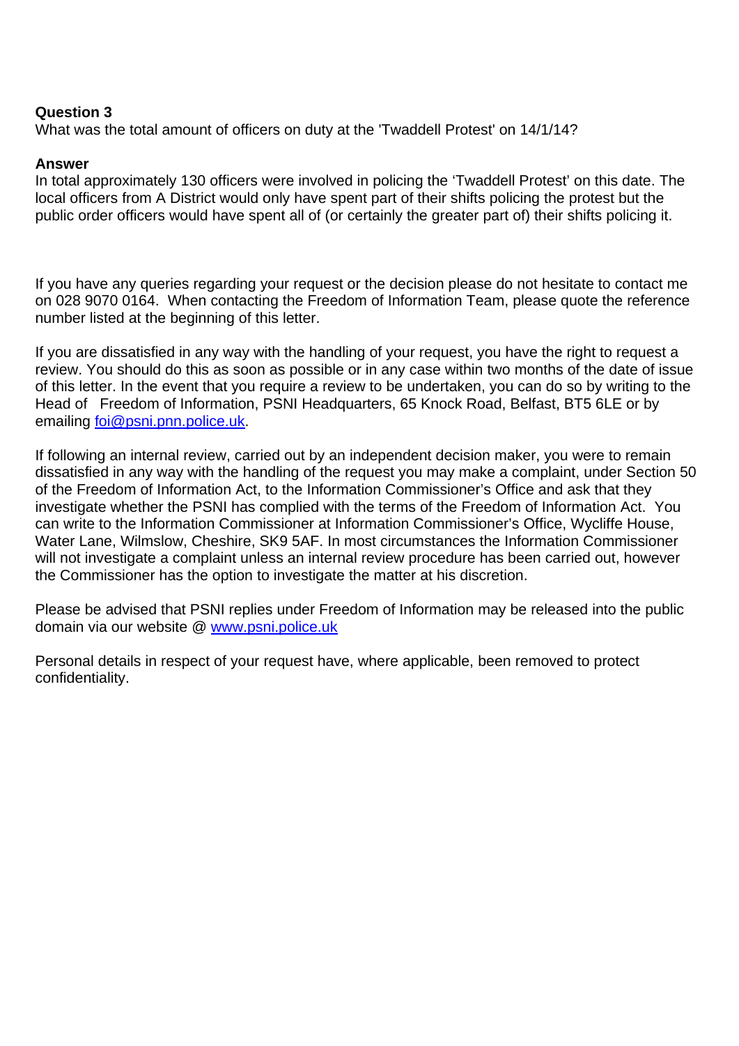**Question 3**
What was the total amount of officers on duty at the 'Twaddell Protest' on 14/1/14?

**Answer**
In total approximately 130 officers were involved in policing the 'Twaddell Protest' on this date. The local officers from A District would only have spent part of their shifts policing the protest but the public order officers would have spent all of (or certainly the greater part of) their shifts policing it.

If you have any queries regarding your request or the decision please do not hesitate to contact me on 028 9070 0164. When contacting the Freedom of Information Team, please quote the reference number listed at the beginning of this letter.

If you are dissatisfied in any way with the handling of your request, you have the right to request a review. You should do this as soon as possible or in any case within two months of the date of issue of this letter. In the event that you require a review to be undertaken, you can do so by writing to the Head of Freedom of Information, PSNI Headquarters, 65 Knock Road, Belfast, BT5 6LE or by emailing foi@psni.pnn.police.uk.

If following an internal review, carried out by an independent decision maker, you were to remain dissatisfied in any way with the handling of the request you may make a complaint, under Section 50 of the Freedom of Information Act, to the Information Commissioner's Office and ask that they investigate whether the PSNI has complied with the terms of the Freedom of Information Act. You can write to the Information Commissioner at Information Commissioner's Office, Wycliffe House, Water Lane, Wilmslow, Cheshire, SK9 5AF. In most circumstances the Information Commissioner will not investigate a complaint unless an internal review procedure has been carried out, however the Commissioner has the option to investigate the matter at his discretion.

Please be advised that PSNI replies under Freedom of Information may be released into the public domain via our website @ www.psni.police.uk

Personal details in respect of your request have, where applicable, been removed to protect confidentiality.